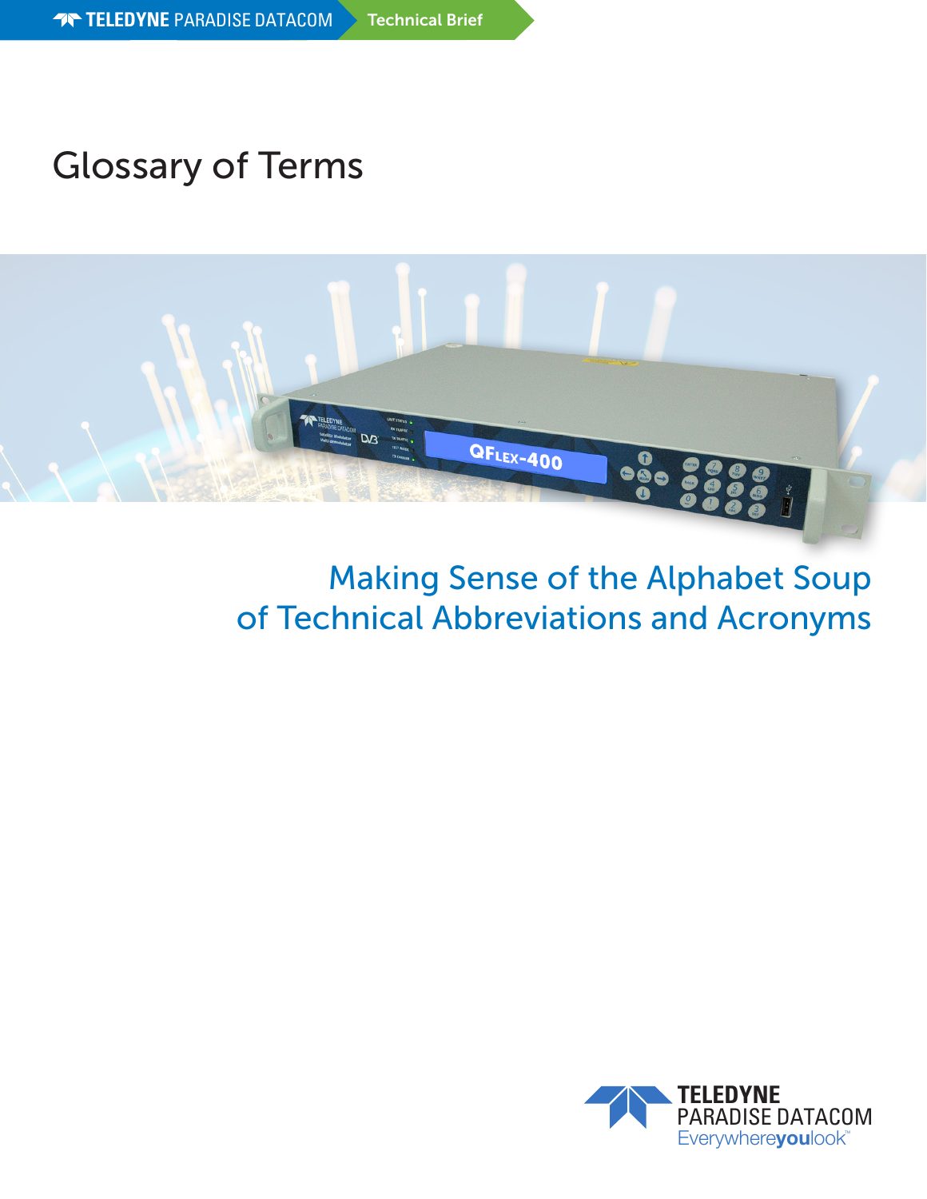TELEDYNE PARADISE DATACOM | Technical Brief

# Glossary of Terms

## Making Sense of the Alphabet Soup of Technical Abbreviations and Acronyms

TELEDYNE PARADISE DATACOM
Everywhereyoulook™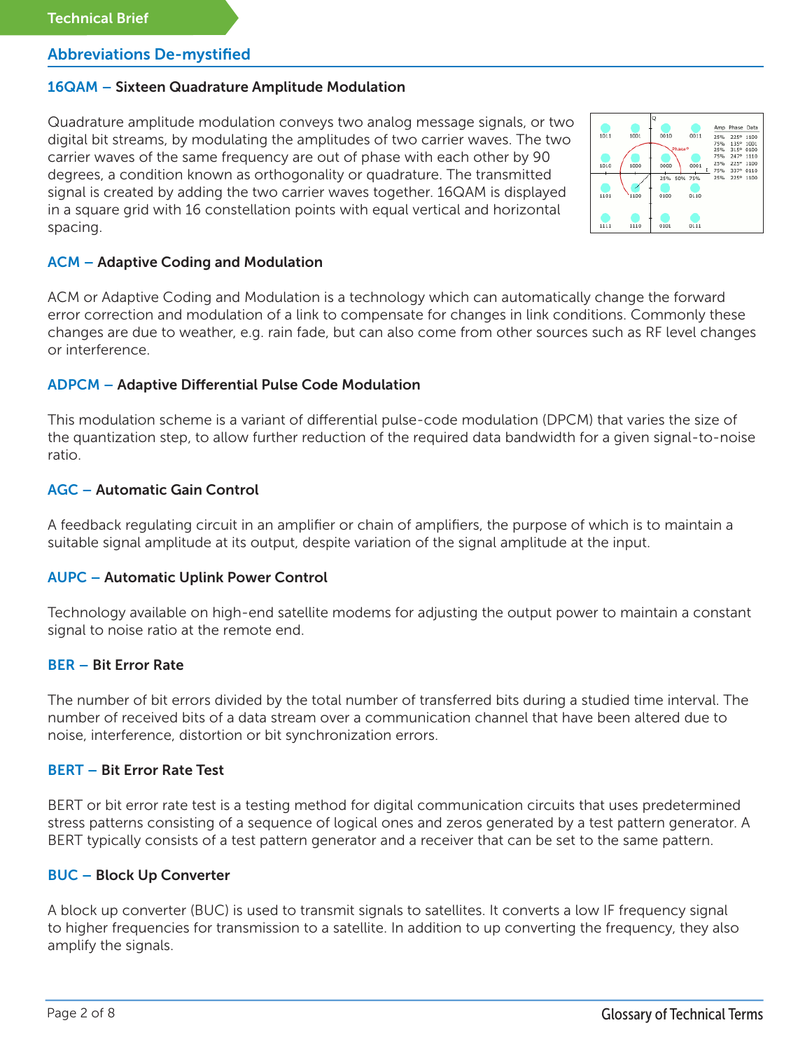## Abbreviations De-mystified

### 16QAM – Sixteen Quadrature Amplitude Modulation

Quadrature amplitude modulation conveys two analog message signals, or two digital bit streams, by modulating the amplitudes of two carrier waves. The two carrier waves of the same frequency are out of phase with each other by 90 degrees, a condition known as orthogonality or quadrature. The transmitted signal is created by adding the two carrier waves together. 16QAM is displayed in a square grid with 16 constellation points with equal vertical and horizontal spacing.

### ACM – Adaptive Coding and Modulation

ACM or Adaptive Coding and Modulation is a technology which can automatically change the forward error correction and modulation of a link to compensate for changes in link conditions. Commonly these changes are due to weather, e.g. rain fade, but can also come from other sources such as RF level changes or interference.

### ADPCM – Adaptive Differential Pulse Code Modulation

This modulation scheme is a variant of differential pulse-code modulation (DPCM) that varies the size of the quantization step, to allow further reduction of the required data bandwidth for a given signal-to-noise ratio.

### AGC – Automatic Gain Control

A feedback regulating circuit in an amplifier or chain of amplifiers, the purpose of which is to maintain a suitable signal amplitude at its output, despite variation of the signal amplitude at the input.

### AUPC – Automatic Uplink Power Control

Technology available on high-end satellite modems for adjusting the output power to maintain a constant signal to noise ratio at the remote end.

### BER – Bit Error Rate

The number of bit errors divided by the total number of transferred bits during a studied time interval. The number of received bits of a data stream over a communication channel that have been altered due to noise, interference, distortion or bit synchronization errors.

### BERT – Bit Error Rate Test

BERT or bit error rate test is a testing method for digital communication circuits that uses predetermined stress patterns consisting of a sequence of logical ones and zeros generated by a test pattern generator. A BERT typically consists of a test pattern generator and a receiver that can be set to the same pattern.

### BUC – Block Up Converter

A block up converter (BUC) is used to transmit signals to satellites. It converts a low IF frequency signal to higher frequencies for transmission to a satellite. In addition to up converting the frequency, they also amplify the signals.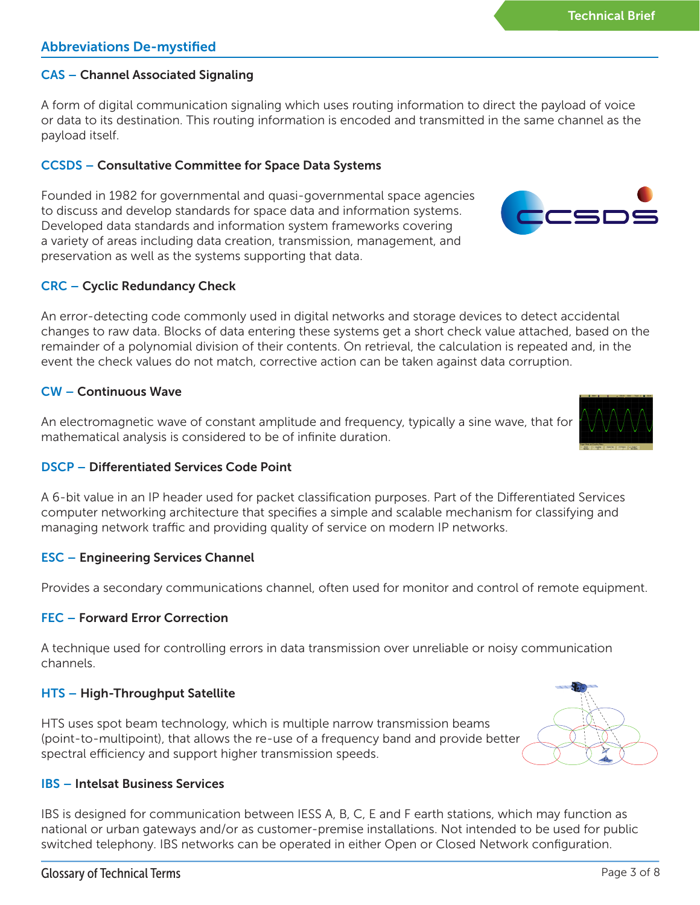## Abbreviations De-mystified

### CAS – Channel Associated Signaling

A form of digital communication signaling which uses routing information to direct the payload of voice or data to its destination. This routing information is encoded and transmitted in the same channel as the payload itself.

### CCSDS – Consultative Committee for Space Data Systems

Founded in 1982 for governmental and quasi-governmental space agencies to discuss and develop standards for space data and information systems. Developed data standards and information system frameworks covering a variety of areas including data creation, transmission, management, and preservation as well as the systems supporting that data.

### CRC – Cyclic Redundancy Check

An error-detecting code commonly used in digital networks and storage devices to detect accidental changes to raw data. Blocks of data entering these systems get a short check value attached, based on the remainder of a polynomial division of their contents. On retrieval, the calculation is repeated and, in the event the check values do not match, corrective action can be taken against data corruption.

### CW – Continuous Wave

An electromagnetic wave of constant amplitude and frequency, typically a sine wave, that for mathematical analysis is considered to be of infinite duration.

### DSCP – Differentiated Services Code Point

A 6-bit value in an IP header used for packet classification purposes. Part of the Differentiated Services computer networking architecture that specifies a simple and scalable mechanism for classifying and managing network traffic and providing quality of service on modern IP networks.

### ESC – Engineering Services Channel

Provides a secondary communications channel, often used for monitor and control of remote equipment.

### FEC – Forward Error Correction

A technique used for controlling errors in data transmission over unreliable or noisy communication channels.

### HTS – High-Throughput Satellite

HTS uses spot beam technology, which is multiple narrow transmission beams (point-to-multipoint), that allows the re-use of a frequency band and provide better spectral efficiency and support higher transmission speeds.

### IBS – Intelsat Business Services

IBS is designed for communication between IESS A, B, C, E and F earth stations, which may function as national or urban gateways and/or as customer-premise installations. Not intended to be used for public switched telephony. IBS networks can be operated in either Open or Closed Network configuration.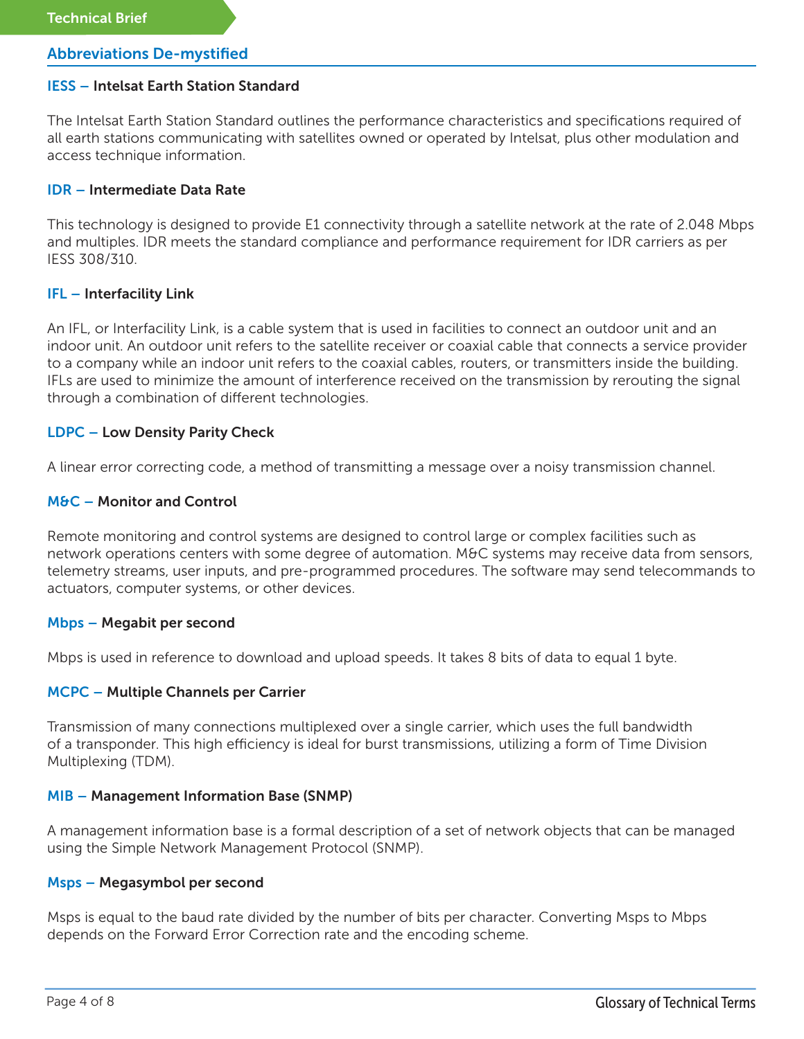Technical Brief

## Abbreviations De-mystified

### IESS – Intelsat Earth Station Standard

The Intelsat Earth Station Standard outlines the performance characteristics and specifications required of all earth stations communicating with satellites owned or operated by Intelsat, plus other modulation and access technique information.

### IDR – Intermediate Data Rate

This technology is designed to provide E1 connectivity through a satellite network at the rate of 2.048 Mbps and multiples. IDR meets the standard compliance and performance requirement for IDR carriers as per IESS 308/310.

### IFL – Interfacility Link

An IFL, or Interfacility Link, is a cable system that is used in facilities to connect an outdoor unit and an indoor unit. An outdoor unit refers to the satellite receiver or coaxial cable that connects a service provider to a company while an indoor unit refers to the coaxial cables, routers, or transmitters inside the building. IFLs are used to minimize the amount of interference received on the transmission by rerouting the signal through a combination of different technologies.

### LDPC – Low Density Parity Check

A linear error correcting code, a method of transmitting a message over a noisy transmission channel.

### M&C – Monitor and Control

Remote monitoring and control systems are designed to control large or complex facilities such as network operations centers with some degree of automation. M&C systems may receive data from sensors, telemetry streams, user inputs, and pre-programmed procedures. The software may send telecommands to actuators, computer systems, or other devices.

### Mbps – Megabit per second

Mbps is used in reference to download and upload speeds. It takes 8 bits of data to equal 1 byte.

### MCPC – Multiple Channels per Carrier

Transmission of many connections multiplexed over a single carrier, which uses the full bandwidth of a transponder. This high efficiency is ideal for burst transmissions, utilizing a form of Time Division Multiplexing (TDM).

### MIB – Management Information Base (SNMP)

A management information base is a formal description of a set of network objects that can be managed using the Simple Network Management Protocol (SNMP).

### Msps – Megasymbol per second

Msps is equal to the baud rate divided by the number of bits per character. Converting Msps to Mbps depends on the Forward Error Correction rate and the encoding scheme.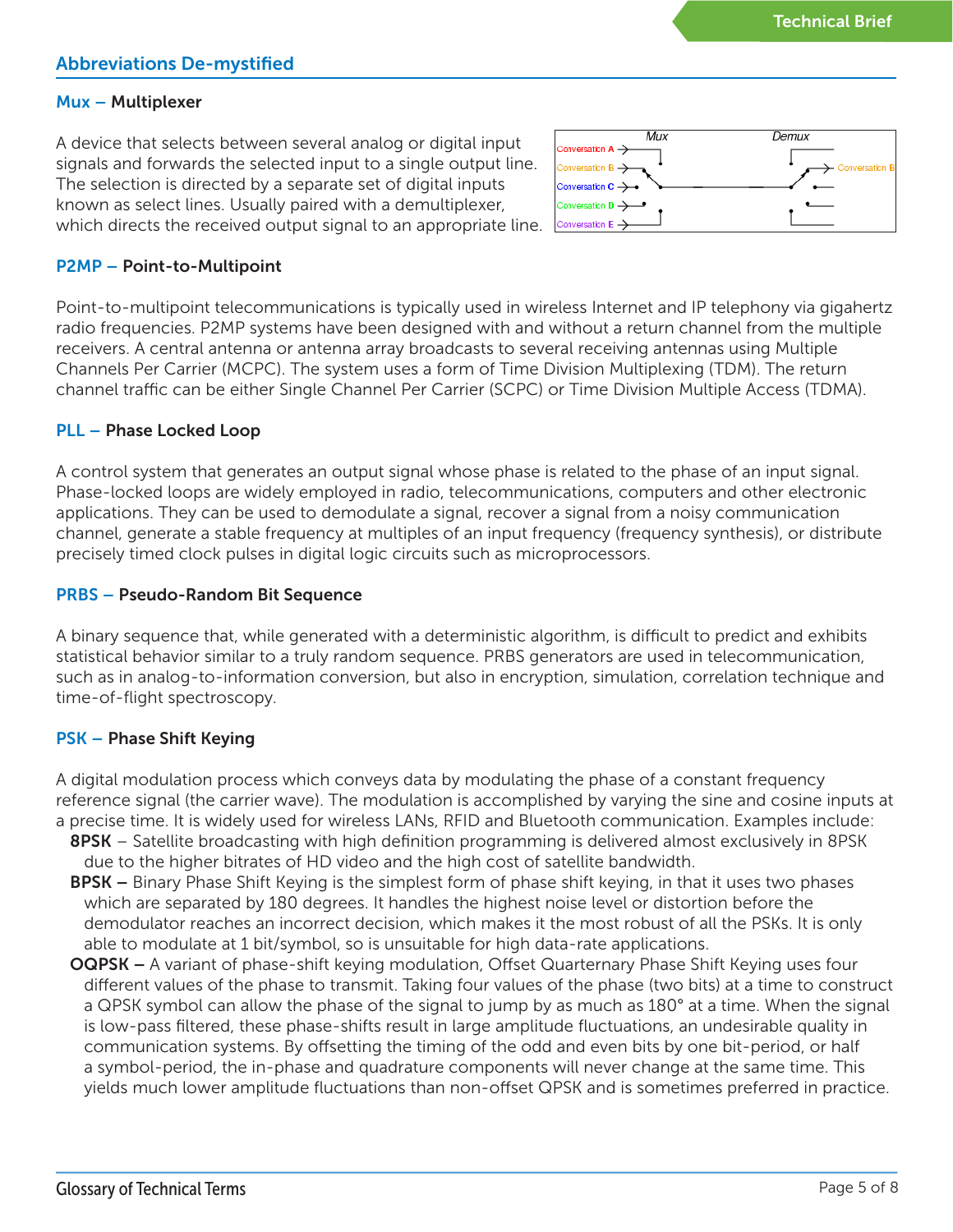## Abbreviations De-mystified

### Mux – Multiplexer

A device that selects between several analog or digital input signals and forwards the selected input to a single output line. The selection is directed by a separate set of digital inputs known as select lines. Usually paired with a demultiplexer, which directs the received output signal to an appropriate line.

### P2MP – Point-to-Multipoint

Point-to-multipoint telecommunications is typically used in wireless Internet and IP telephony via gigahertz radio frequencies. P2MP systems have been designed with and without a return channel from the multiple receivers. A central antenna or antenna array broadcasts to several receiving antennas using Multiple Channels Per Carrier (MCPC). The system uses a form of Time Division Multiplexing (TDM). The return channel traffic can be either Single Channel Per Carrier (SCPC) or Time Division Multiple Access (TDMA).

### PLL – Phase Locked Loop

A control system that generates an output signal whose phase is related to the phase of an input signal. Phase-locked loops are widely employed in radio, telecommunications, computers and other electronic applications. They can be used to demodulate a signal, recover a signal from a noisy communication channel, generate a stable frequency at multiples of an input frequency (frequency synthesis), or distribute precisely timed clock pulses in digital logic circuits such as microprocessors.

### PRBS – Pseudo-Random Bit Sequence

A binary sequence that, while generated with a deterministic algorithm, is difficult to predict and exhibits statistical behavior similar to a truly random sequence. PRBS generators are used in telecommunication, such as in analog-to-information conversion, but also in encryption, simulation, correlation technique and time-of-flight spectroscopy.

### PSK – Phase Shift Keying

A digital modulation process which conveys data by modulating the phase of a constant frequency reference signal (the carrier wave). The modulation is accomplished by varying the sine and cosine inputs at a precise time. It is widely used for wireless LANs, RFID and Bluetooth communication. Examples include:

- **8PSK** – Satellite broadcasting with high definition programming is delivered almost exclusively in 8PSK due to the higher bitrates of HD video and the high cost of satellite bandwidth.
- **BPSK –** Binary Phase Shift Keying is the simplest form of phase shift keying, in that it uses two phases which are separated by 180 degrees. It handles the highest noise level or distortion before the demodulator reaches an incorrect decision, which makes it the most robust of all the PSKs. It is only able to modulate at 1 bit/symbol, so is unsuitable for high data-rate applications.
- **OQPSK –** A variant of phase-shift keying modulation, Offset Quarternary Phase Shift Keying uses four different values of the phase to transmit. Taking four values of the phase (two bits) at a time to construct a QPSK symbol can allow the phase of the signal to jump by as much as 180° at a time. When the signal is low-pass filtered, these phase-shifts result in large amplitude fluctuations, an undesirable quality in communication systems. By offsetting the timing of the odd and even bits by one bit-period, or half a symbol-period, the in-phase and quadrature components will never change at the same time. This yields much lower amplitude fluctuations than non-offset QPSK and is sometimes preferred in practice.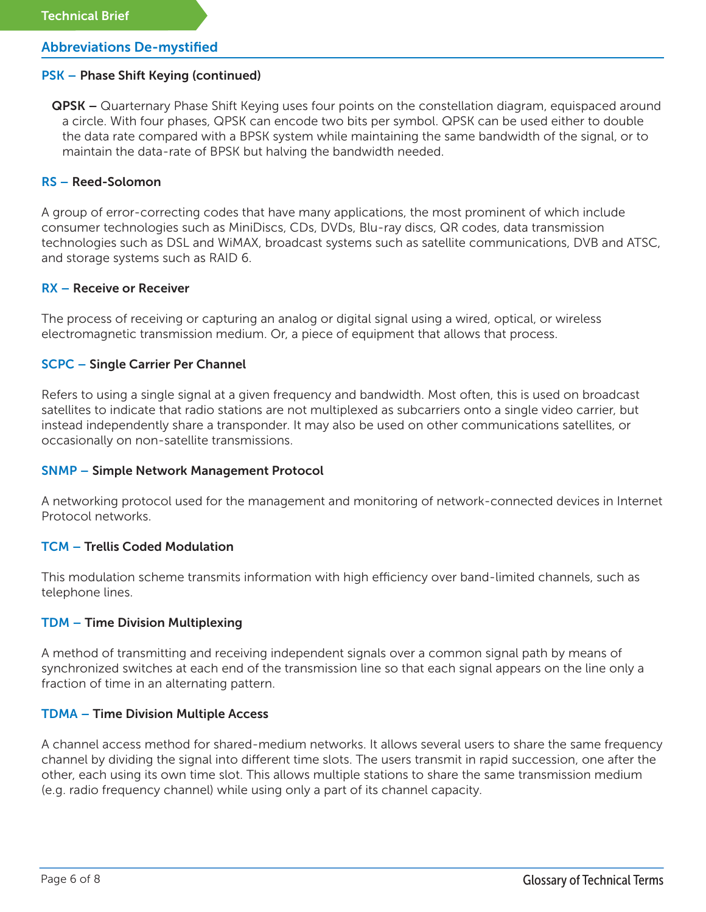## Abbreviations De-mystified

### PSK – Phase Shift Keying (continued)

**QPSK –** Quarternary Phase Shift Keying uses four points on the constellation diagram, equispaced around a circle. With four phases, QPSK can encode two bits per symbol. QPSK can be used either to double the data rate compared with a BPSK system while maintaining the same bandwidth of the signal, or to maintain the data-rate of BPSK but halving the bandwidth needed.

### RS – Reed-Solomon

A group of error-correcting codes that have many applications, the most prominent of which include consumer technologies such as MiniDiscs, CDs, DVDs, Blu-ray discs, QR codes, data transmission technologies such as DSL and WiMAX, broadcast systems such as satellite communications, DVB and ATSC, and storage systems such as RAID 6.

### RX – Receive or Receiver

The process of receiving or capturing an analog or digital signal using a wired, optical, or wireless electromagnetic transmission medium. Or, a piece of equipment that allows that process.

### SCPC – Single Carrier Per Channel

Refers to using a single signal at a given frequency and bandwidth. Most often, this is used on broadcast satellites to indicate that radio stations are not multiplexed as subcarriers onto a single video carrier, but instead independently share a transponder. It may also be used on other communications satellites, or occasionally on non-satellite transmissions.

### SNMP – Simple Network Management Protocol

A networking protocol used for the management and monitoring of network-connected devices in Internet Protocol networks.

### TCM – Trellis Coded Modulation

This modulation scheme transmits information with high efficiency over band-limited channels, such as telephone lines.

### TDM – Time Division Multiplexing

A method of transmitting and receiving independent signals over a common signal path by means of synchronized switches at each end of the transmission line so that each signal appears on the line only a fraction of time in an alternating pattern.

### TDMA – Time Division Multiple Access

A channel access method for shared-medium networks. It allows several users to share the same frequency channel by dividing the signal into different time slots. The users transmit in rapid succession, one after the other, each using its own time slot. This allows multiple stations to share the same transmission medium (e.g. radio frequency channel) while using only a part of its channel capacity.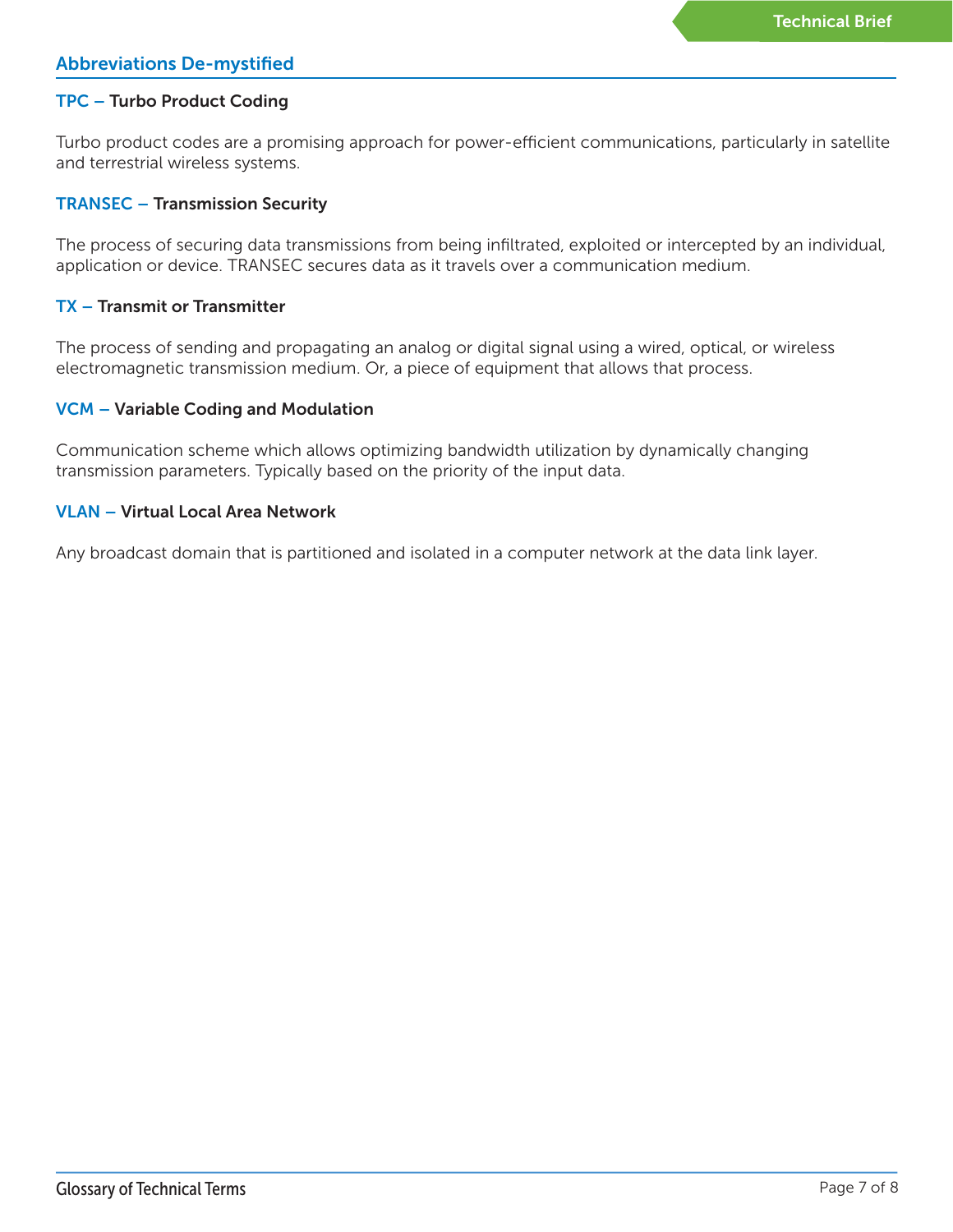## Abbreviations De-mystified

### TPC – Turbo Product Coding

Turbo product codes are a promising approach for power-efficient communications, particularly in satellite and terrestrial wireless systems.

### TRANSEC – Transmission Security

The process of securing data transmissions from being infiltrated, exploited or intercepted by an individual, application or device. TRANSEC secures data as it travels over a communication medium.

### TX – Transmit or Transmitter

The process of sending and propagating an analog or digital signal using a wired, optical, or wireless electromagnetic transmission medium. Or, a piece of equipment that allows that process.

### VCM – Variable Coding and Modulation

Communication scheme which allows optimizing bandwidth utilization by dynamically changing transmission parameters. Typically based on the priority of the input data.

### VLAN – Virtual Local Area Network

Any broadcast domain that is partitioned and isolated in a computer network at the data link layer.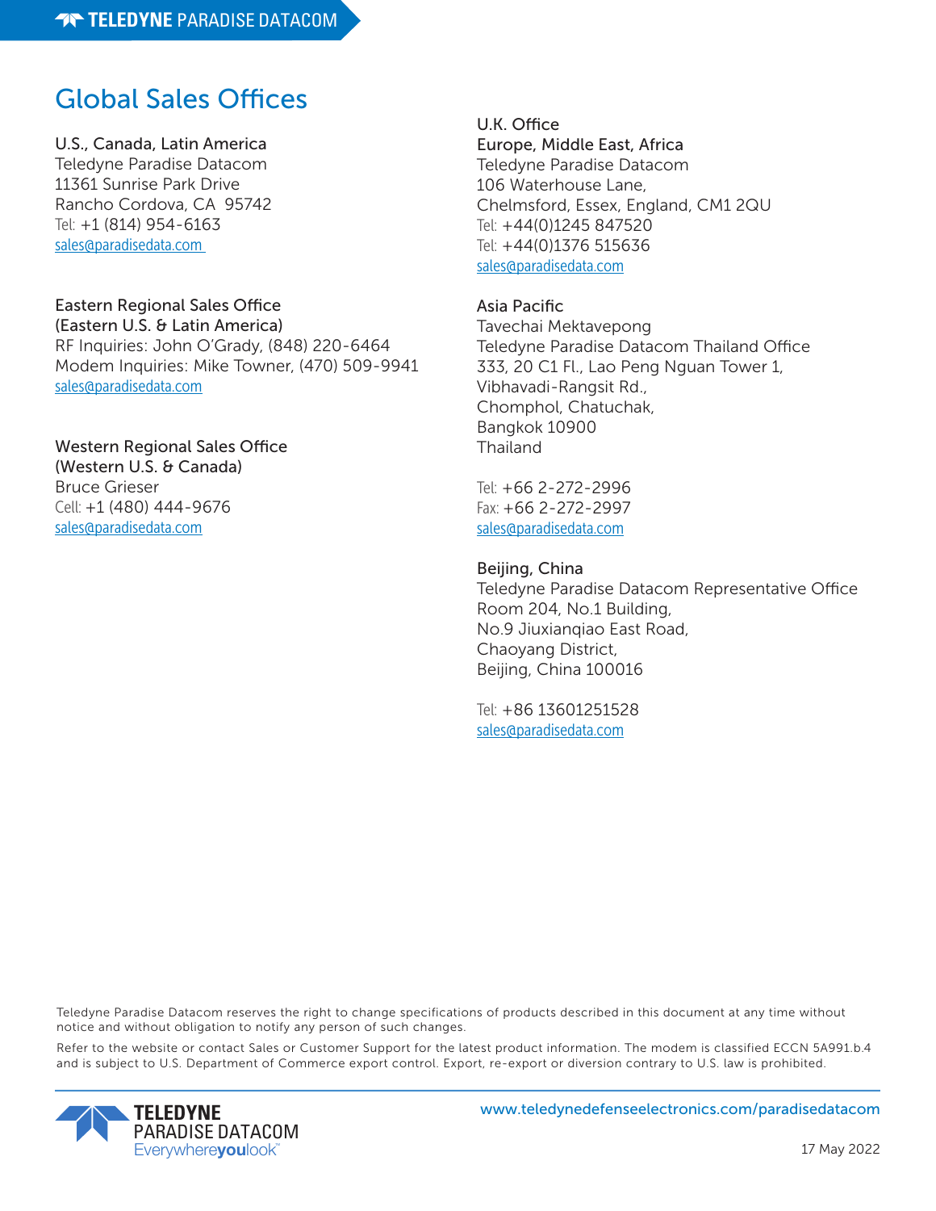# Global Sales Offices

**U.S., Canada, Latin America**
Teledyne Paradise Datacom
11361 Sunrise Park Drive
Rancho Cordova, CA 95742
Tel: +1 (814) 954-6163
sales@paradisedata.com

**Eastern Regional Sales Office**
**(Eastern U.S. & Latin America)**
RF Inquiries: John O'Grady, (848) 220-6464
Modem Inquiries: Mike Towner, (470) 509-9941
sales@paradisedata.com

**Western Regional Sales Office**
**(Western U.S. & Canada)**
Bruce Grieser
Cell: +1 (480) 444-9676
sales@paradisedata.com

**U.K. Office**
**Europe, Middle East, Africa**
Teledyne Paradise Datacom
106 Waterhouse Lane,
Chelmsford, Essex, England, CM1 2QU
Tel: +44(0)1245 847520
Tel: +44(0)1376 515636
sales@paradisedata.com

**Asia Pacific**
Tavechai Mektavepong
Teledyne Paradise Datacom Thailand Office
333, 20 C1 Fl., Lao Peng Nguan Tower 1,
Vibhavadi-Rangsit Rd.,
Chomphol, Chatuchak,
Bangkok 10900
Thailand

Tel: +66 2-272-2996
Fax: +66 2-272-2997
sales@paradisedata.com

**Beijing, China**
Teledyne Paradise Datacom Representative Office
Room 204, No.1 Building,
No.9 Jiuxianqiao East Road,
Chaoyang District,
Beijing, China 100016

Tel: +86 13601251528
sales@paradisedata.com

Teledyne Paradise Datacom reserves the right to change specifications of products described in this document at any time without notice and without obligation to notify any person of such changes.

Refer to the website or contact Sales or Customer Support for the latest product information. The modem is classified ECCN 5A991.b.4 and is subject to U.S. Department of Commerce export control. Export, re-export or diversion contrary to U.S. law is prohibited.

TELEDYNE PARADISE DATACOM
Everywhereyoulook™

www.teledynedefenseelectronics.com/paradisedatacom

17 May 2022